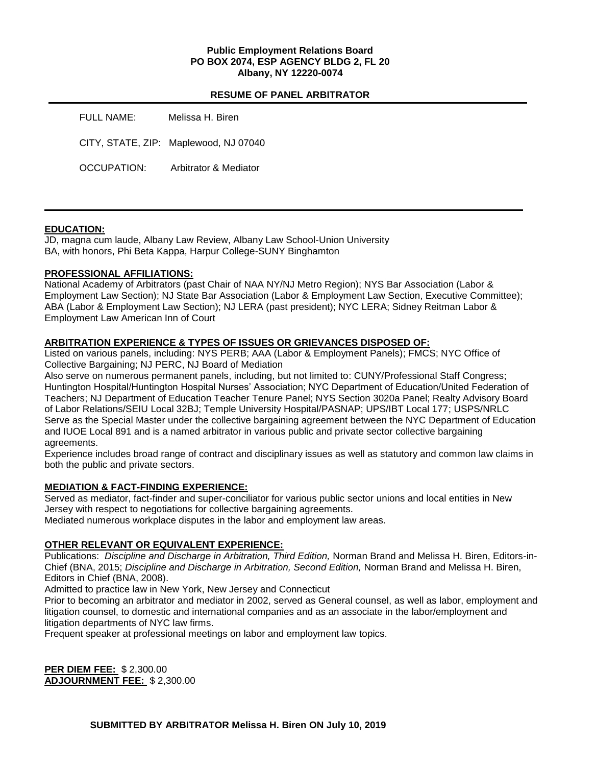**Public Employment Relations Board**
**PO BOX 2074, ESP AGENCY BLDG 2, FL 20**
**Albany, NY 12220-0074**

**RESUME OF PANEL ARBITRATOR**

FULL NAME: Melissa H. Biren

CITY, STATE, ZIP: Maplewood, NJ 07040

OCCUPATION: Arbitrator & Mediator

---

**EDUCATION:**

JD, magna cum laude, Albany Law Review, Albany Law School-Union University
BA, with honors, Phi Beta Kappa, Harpur College-SUNY Binghamton

**PROFESSIONAL AFFILIATIONS:**

National Academy of Arbitrators (past Chair of NAA NY/NJ Metro Region); NYS Bar Association (Labor & Employment Law Section); NJ State Bar Association (Labor & Employment Law Section, Executive Committee); ABA (Labor & Employment Law Section); NJ LERA (past president); NYC LERA; Sidney Reitman Labor & Employment Law American Inn of Court

**ARBITRATION EXPERIENCE & TYPES OF ISSUES OR GRIEVANCES DISPOSED OF:**

Listed on various panels, including: NYS PERB; AAA (Labor & Employment Panels); FMCS; NYC Office of Collective Bargaining; NJ PERC, NJ Board of Mediation

Also serve on numerous permanent panels, including, but not limited to: CUNY/Professional Staff Congress; Huntington Hospital/Huntington Hospital Nurses' Association; NYC Department of Education/United Federation of Teachers; NJ Department of Education Teacher Tenure Panel; NYS Section 3020a Panel; Realty Advisory Board of Labor Relations/SEIU Local 32BJ; Temple University Hospital/PASNAP; UPS/IBT Local 177; USPS/NRLC

Serve as the Special Master under the collective bargaining agreement between the NYC Department of Education and IUOE Local 891 and is a named arbitrator in various public and private sector collective bargaining agreements.

Experience includes broad range of contract and disciplinary issues as well as statutory and common law claims in both the public and private sectors.

**MEDIATION & FACT-FINDING EXPERIENCE:**

Served as mediator, fact-finder and super-conciliator for various public sector unions and local entities in New Jersey with respect to negotiations for collective bargaining agreements.

Mediated numerous workplace disputes in the labor and employment law areas.

**OTHER RELEVANT OR EQUIVALENT EXPERIENCE:**

Publications: *Discipline and Discharge in Arbitration, Third Edition,* Norman Brand and Melissa H. Biren, Editors-in-Chief (BNA, 2015; *Discipline and Discharge in Arbitration, Second Edition,* Norman Brand and Melissa H. Biren, Editors in Chief (BNA, 2008).

Admitted to practice law in New York, New Jersey and Connecticut

Prior to becoming an arbitrator and mediator in 2002, served as General counsel, as well as labor, employment and litigation counsel, to domestic and international companies and as an associate in the labor/employment and litigation departments of NYC law firms.

Frequent speaker at professional meetings on labor and employment law topics.

**PER DIEM FEE:** $ 2,300.00
**ADJOURNMENT FEE:** $ 2,300.00

**SUBMITTED BY ARBITRATOR Melissa H. Biren ON July 10, 2019**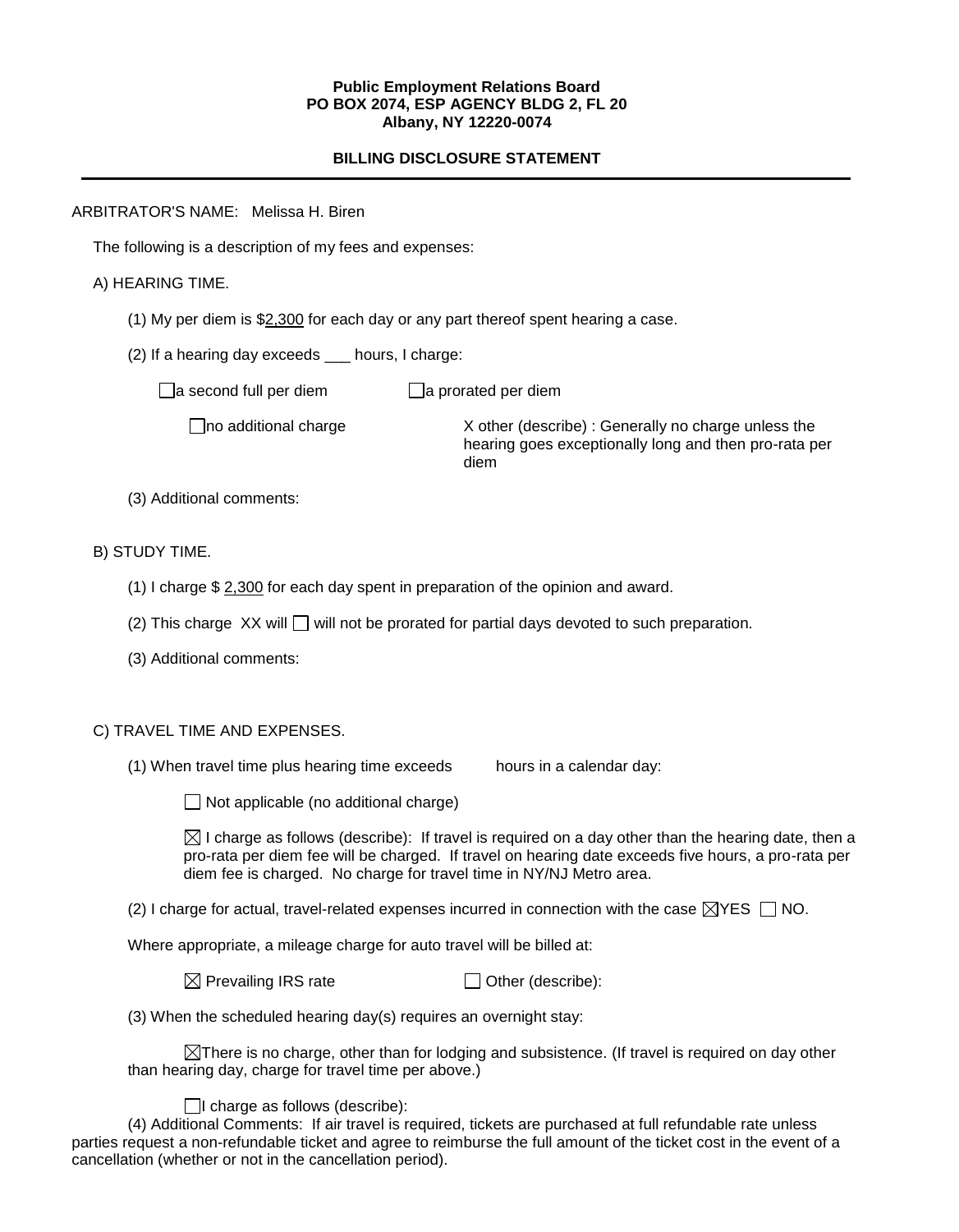**Public Employment Relations Board**
**PO BOX 2074, ESP AGENCY BLDG 2, FL 20**
**Albany, NY 12220-0074**

**BILLING DISCLOSURE STATEMENT**

---

ARBITRATOR'S NAME: Melissa H. Biren

The following is a description of my fees and expenses:

A) HEARING TIME.

(1) My per diem is $2,300 for each day or any part thereof spent hearing a case.

(2) If a hearing day exceeds ___ hours, I charge:

☐ a second full per diem ☐ a prorated per diem

☐ no additional charge X other (describe) : Generally no charge unless the hearing goes exceptionally long and then pro-rata per diem

(3) Additional comments:

B) STUDY TIME.

(1) I charge $ 2,300 for each day spent in preparation of the opinion and award.

(2) This charge XX will ☐ will not be prorated for partial days devoted to such preparation.

(3) Additional comments:

C) TRAVEL TIME AND EXPENSES.

(1) When travel time plus hearing time exceeds hours in a calendar day:

☐ Not applicable (no additional charge)

☒ I charge as follows (describe): If travel is required on a day other than the hearing date, then a pro-rata per diem fee will be charged. If travel on hearing date exceeds five hours, a pro-rata per diem fee is charged. No charge for travel time in NY/NJ Metro area.

(2) I charge for actual, travel-related expenses incurred in connection with the case ☒YES ☐ NO.

Where appropriate, a mileage charge for auto travel will be billed at:

☒ Prevailing IRS rate ☐ Other (describe):

(3) When the scheduled hearing day(s) requires an overnight stay:

☒There is no charge, other than for lodging and subsistence. (If travel is required on day other than hearing day, charge for travel time per above.)

☐I charge as follows (describe):

(4) Additional Comments: If air travel is required, tickets are purchased at full refundable rate unless parties request a non-refundable ticket and agree to reimburse the full amount of the ticket cost in the event of a cancellation (whether or not in the cancellation period).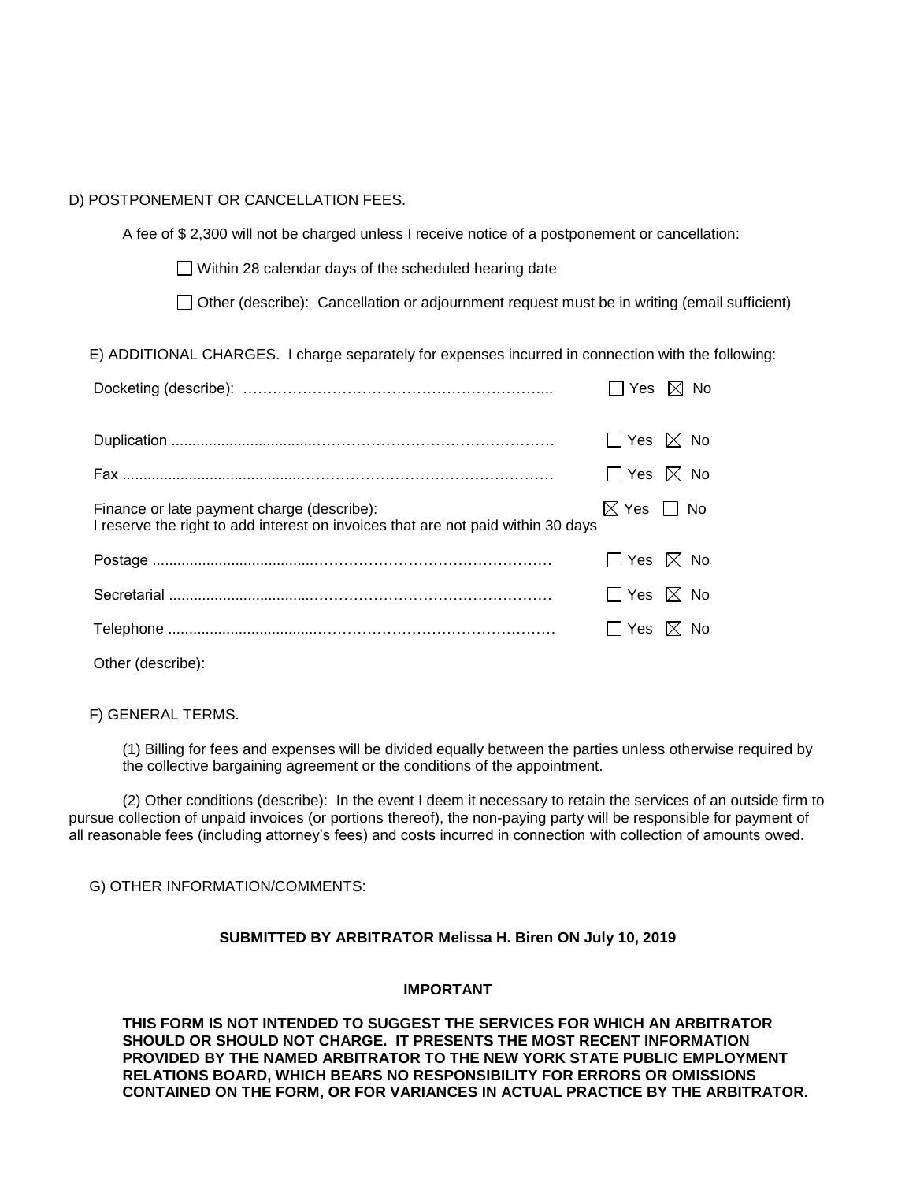D) POSTPONEMENT OR CANCELLATION FEES.

A fee of $ 2,300 will not be charged unless I receive notice of a postponement or cancellation:

☐ Within 28 calendar days of the scheduled hearing date

☐ Other (describe): Cancellation or adjournment request must be in writing (email sufficient)

E) ADDITIONAL CHARGES. I charge separately for expenses incurred in connection with the following:

| | |
|---|---|
| Docketing (describe): ………………………………………………………... | ☐ Yes ☒ No |
| Duplication ................................…………………………………………… | ☐ Yes ☒ No |
| Fax .......................................……………………………………………… | ☐ Yes ☒ No |
| Finance or late payment charge (describe): I reserve the right to add interest on invoices that are not paid within 30 days | ☒ Yes ☐ No |
| Postage .....................................………………………………………… | ☐ Yes ☒ No |
| Secretarial ................................…………………………………………… | ☐ Yes ☒ No |
| Telephone .................................…………………………………………… | ☐ Yes ☒ No |

Other (describe):

F) GENERAL TERMS.

(1) Billing for fees and expenses will be divided equally between the parties unless otherwise required by the collective bargaining agreement or the conditions of the appointment.

(2) Other conditions (describe): In the event I deem it necessary to retain the services of an outside firm to pursue collection of unpaid invoices (or portions thereof), the non-paying party will be responsible for payment of all reasonable fees (including attorney's fees) and costs incurred in connection with collection of amounts owed.

G) OTHER INFORMATION/COMMENTS:

**SUBMITTED BY ARBITRATOR Melissa H. Biren ON July 10, 2019**

**IMPORTANT**

**THIS FORM IS NOT INTENDED TO SUGGEST THE SERVICES FOR WHICH AN ARBITRATOR SHOULD OR SHOULD NOT CHARGE. IT PRESENTS THE MOST RECENT INFORMATION PROVIDED BY THE NAMED ARBITRATOR TO THE NEW YORK STATE PUBLIC EMPLOYMENT RELATIONS BOARD, WHICH BEARS NO RESPONSIBILITY FOR ERRORS OR OMISSIONS CONTAINED ON THE FORM, OR FOR VARIANCES IN ACTUAL PRACTICE BY THE ARBITRATOR.**